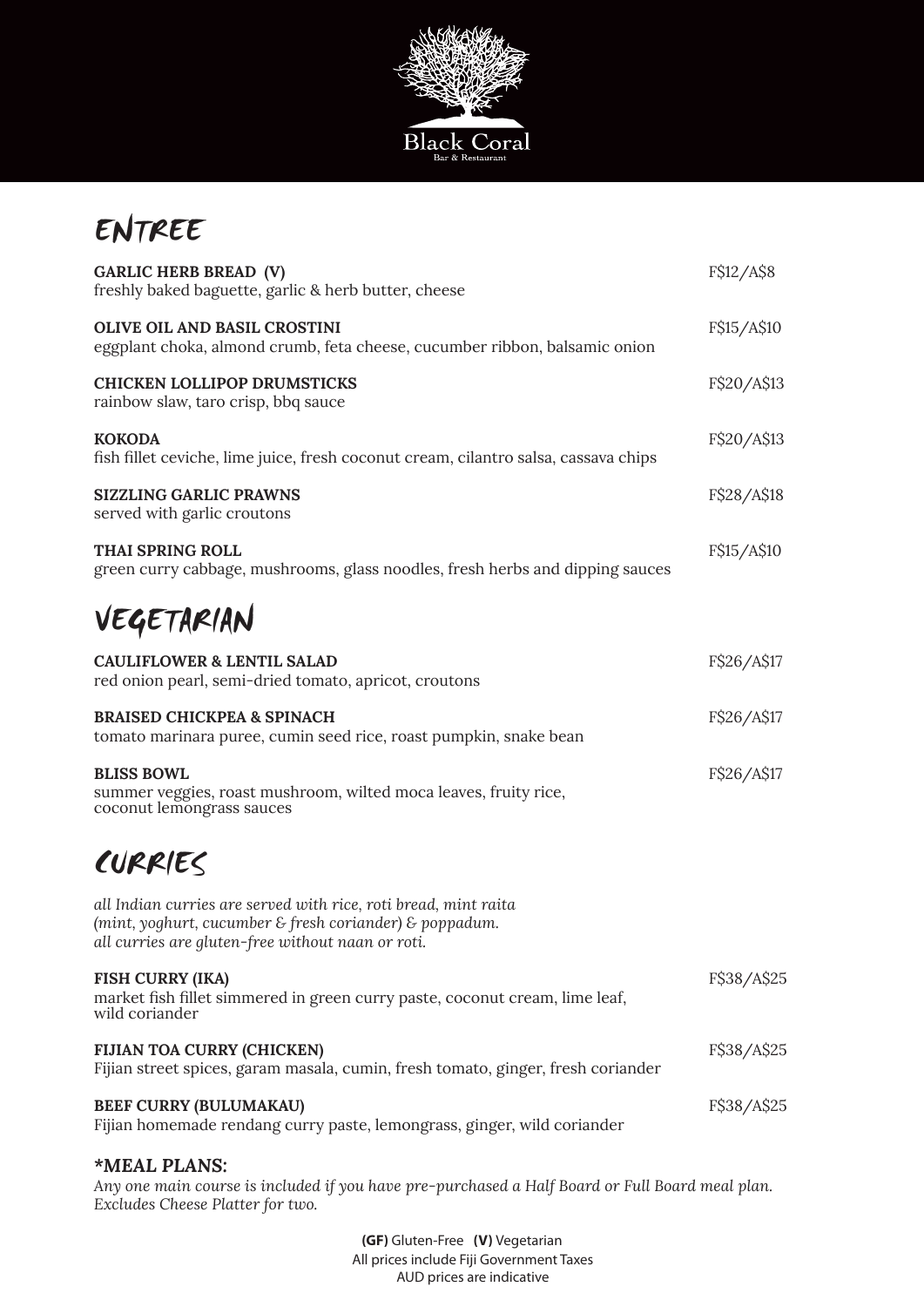Black Coral
Bar & Restaurant

# ENTREE

**GARLIC HERB BREAD (V)** — F$12/A$8
freshly baked baguette, garlic & herb butter, cheese

**OLIVE OIL AND BASIL CROSTINI** — F$15/A$10
eggplant choka, almond crumb, feta cheese, cucumber ribbon, balsamic onion

**CHICKEN LOLLIPOP DRUMSTICKS** — F$20/A$13
rainbow slaw, taro crisp, bbq sauce

**KOKODA** — F$20/A$13
fish fillet ceviche, lime juice, fresh coconut cream, cilantro salsa, cassava chips

**SIZZLING GARLIC PRAWNS** — F$28/A$18
served with garlic croutons

**THAI SPRING ROLL** — F$15/A$10
green curry cabbage, mushrooms, glass noodles, fresh herbs and dipping sauces

# VEGETARIAN

**CAULIFLOWER & LENTIL SALAD** — F$26/A$17
red onion pearl, semi-dried tomato, apricot, croutons

**BRAISED CHICKPEA & SPINACH** — F$26/A$17
tomato marinara puree, cumin seed rice, roast pumpkin, snake bean

**BLISS BOWL** — F$26/A$17
summer veggies, roast mushroom, wilted moca leaves, fruity rice, coconut lemongrass sauces

# CURRIES

*all Indian curries are served with rice, roti bread, mint raita (mint, yoghurt, cucumber & fresh coriander) & poppadum.*
*all curries are gluten-free without naan or roti.*

**FISH CURRY (IKA)** — F$38/A$25
market fish fillet simmered in green curry paste, coconut cream, lime leaf, wild coriander

**FIJIAN TOA CURRY (CHICKEN)** — F$38/A$25
Fijian street spices, garam masala, cumin, fresh tomato, ginger, fresh coriander

**BEEF CURRY (BULUMAKAU)** — F$38/A$25
Fijian homemade rendang curry paste, lemongrass, ginger, wild coriander

**\*MEAL PLANS:**
*Any one main course is included if you have pre-purchased a Half Board or Full Board meal plan. Excludes Cheese Platter for two.*

**(GF)** Gluten-Free **(V)** Vegetarian
All prices include Fiji Government Taxes
AUD prices are indicative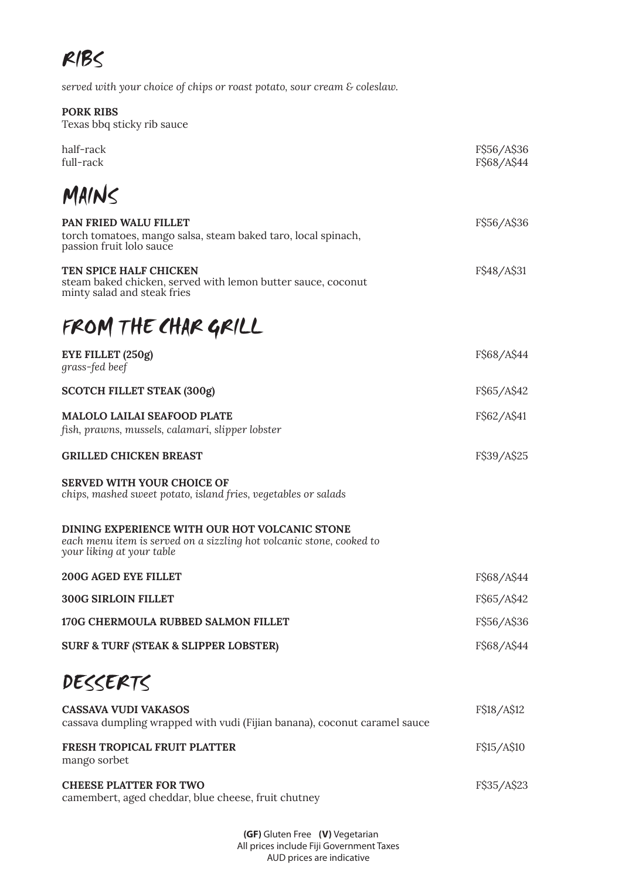# RIBS

*served with your choice of chips or roast potato, sour cream & coleslaw.*

**PORK RIBS**
Texas bbq sticky rib sauce

half-rack F$56/A$36
full-rack F$68/A$44

# MAINS

**PAN FRIED WALU FILLET** F$56/A$36
torch tomatoes, mango salsa, steam baked taro, local spinach, passion fruit lolo sauce

**TEN SPICE HALF CHICKEN** F$48/A$31
steam baked chicken, served with lemon butter sauce, coconut minty salad and steak fries

# FROM THE CHAR GRILL

**EYE FILLET (250g)** F$68/A$44
*grass-fed beef*

**SCOTCH FILLET STEAK (300g)** F$65/A$42

**MALOLO LAILAI SEAFOOD PLATE** F$62/A$41
*fish, prawns, mussels, calamari, slipper lobster*

**GRILLED CHICKEN BREAST** F$39/A$25

**SERVED WITH YOUR CHOICE OF**
*chips, mashed sweet potato, island fries, vegetables or salads*

**DINING EXPERIENCE WITH OUR HOT VOLCANIC STONE**
*each menu item is served on a sizzling hot volcanic stone, cooked to your liking at your table*

**200G AGED EYE FILLET** F$68/A$44

**300G SIRLOIN FILLET** F$65/A$42

**170G CHERMOULA RUBBED SALMON FILLET** F$56/A$36

**SURF & TURF (STEAK & SLIPPER LOBSTER)** F$68/A$44

# DESSERTS

**CASSAVA VUDI VAKASOS** F$18/A$12
cassava dumpling wrapped with vudi (Fijian banana), coconut caramel sauce

**FRESH TROPICAL FRUIT PLATTER** F$15/A$10
mango sorbet

**CHEESE PLATTER FOR TWO** F$35/A$23
camembert, aged cheddar, blue cheese, fruit chutney

**(GF)** Gluten Free **(V)** Vegetarian
All prices include Fiji Government Taxes
AUD prices are indicative